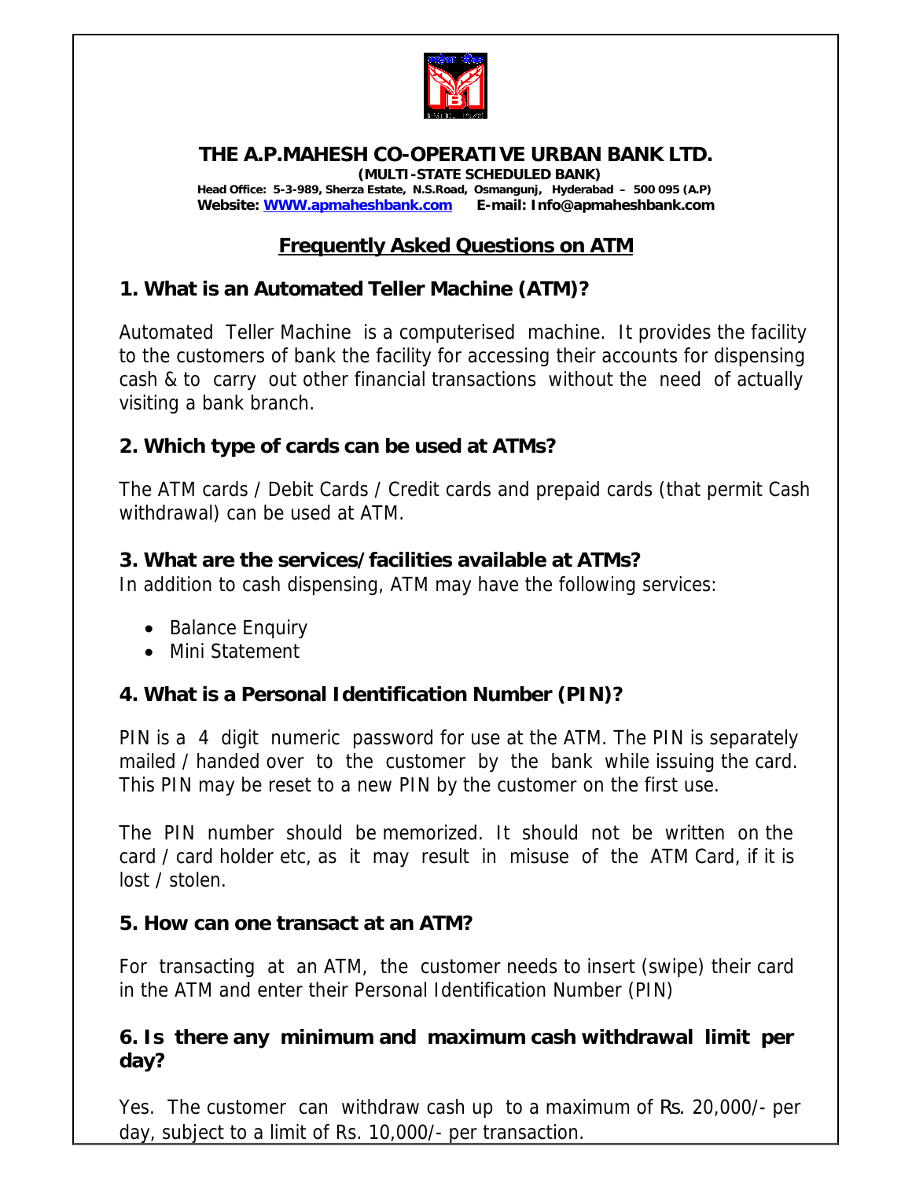# THE A.P.MAHESH CO-OPERATIVE URBAN BANK LTD.

**(MULTI-STATE SCHEDULED BANK)**

**Head Office: 5-3-989, Sherza Estate, N.S.Road, Osmangunj, Hyderabad – 500 095 (A.P)**

**Website: [WWW.apmaheshbank.com](http://WWW.apmaheshbank.com) E-mail: Info@apmaheshbank.com**

## Frequently Asked Questions on ATM

### 1. What is an Automated Teller Machine (ATM)?

Automated Teller Machine is a computerised machine. It provides the facility to the customers of bank the facility for accessing their accounts for dispensing cash & to carry out other financial transactions without the need of actually visiting a bank branch.

### 2. Which type of cards can be used at ATMs?

The ATM cards / Debit Cards / Credit cards and prepaid cards (that permit Cash withdrawal) can be used at ATM.

### 3. What are the services/facilities available at ATMs?

In addition to cash dispensing, ATM may have the following services:

- Balance Enquiry
- Mini Statement

### 4. What is a Personal Identification Number (PIN)?

PIN is a 4 digit numeric password for use at the ATM. The PIN is separately mailed / handed over to the customer by the bank while issuing the card. This PIN may be reset to a new PIN by the customer on the first use.

The PIN number should be memorized. It should not be written on the card / card holder etc, as it may result in misuse of the ATM Card, if it is lost / stolen.

### 5. How can one transact at an ATM?

For transacting at an ATM, the customer needs to insert (swipe) their card in the ATM and enter their Personal Identification Number (PIN)

### 6. Is there any minimum and maximum cash withdrawal limit per day?

Yes. The customer can withdraw cash up to a maximum of Rs. 20,000/- per day, subject to a limit of Rs. 10,000/- per transaction.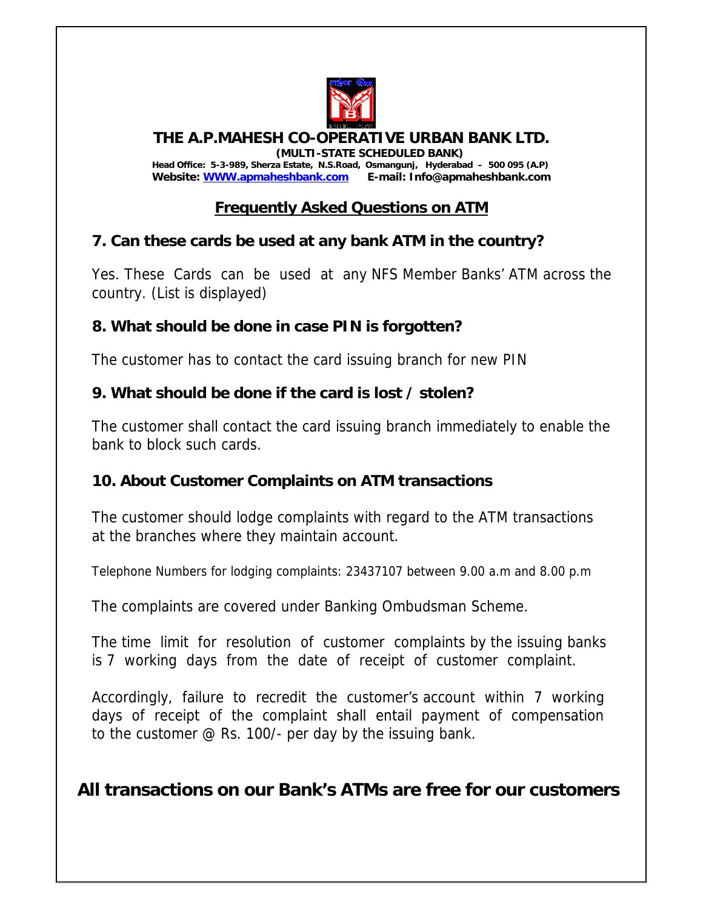**THE A.P.MAHESH CO-OPERATIVE URBAN BANK LTD.**

**(MULTI-STATE SCHEDULED BANK)**

**Head Office: 5-3-989, Sherza Estate, N.S.Road, Osmangunj, Hyderabad – 500 095 (A.P)**

**Website: WWW.apmaheshbank.com E-mail: Info@apmaheshbank.com**

## Frequently Asked Questions on ATM

### 7. Can these cards be used at any bank ATM in the country?

Yes. These Cards can be used at any NFS Member Banks' ATM across the country. (List is displayed)

### 8. What should be done in case PIN is forgotten?

The customer has to contact the card issuing branch for new PIN

### 9. What should be done if the card is lost / stolen?

The customer shall contact the card issuing branch immediately to enable the bank to block such cards.

### 10. About Customer Complaints on ATM transactions

The customer should lodge complaints with regard to the ATM transactions at the branches where they maintain account.

Telephone Numbers for lodging complaints: 23437107 between 9.00 a.m and 8.00 p.m

The complaints are covered under Banking Ombudsman Scheme.

The time limit for resolution of customer complaints by the issuing banks is 7 working days from the date of receipt of customer complaint.

Accordingly, failure to recredit the customer's account within 7 working days of receipt of the complaint shall entail payment of compensation to the customer @ Rs. 100/- per day by the issuing bank.

**All transactions on our Bank's ATMs are free for our customers**